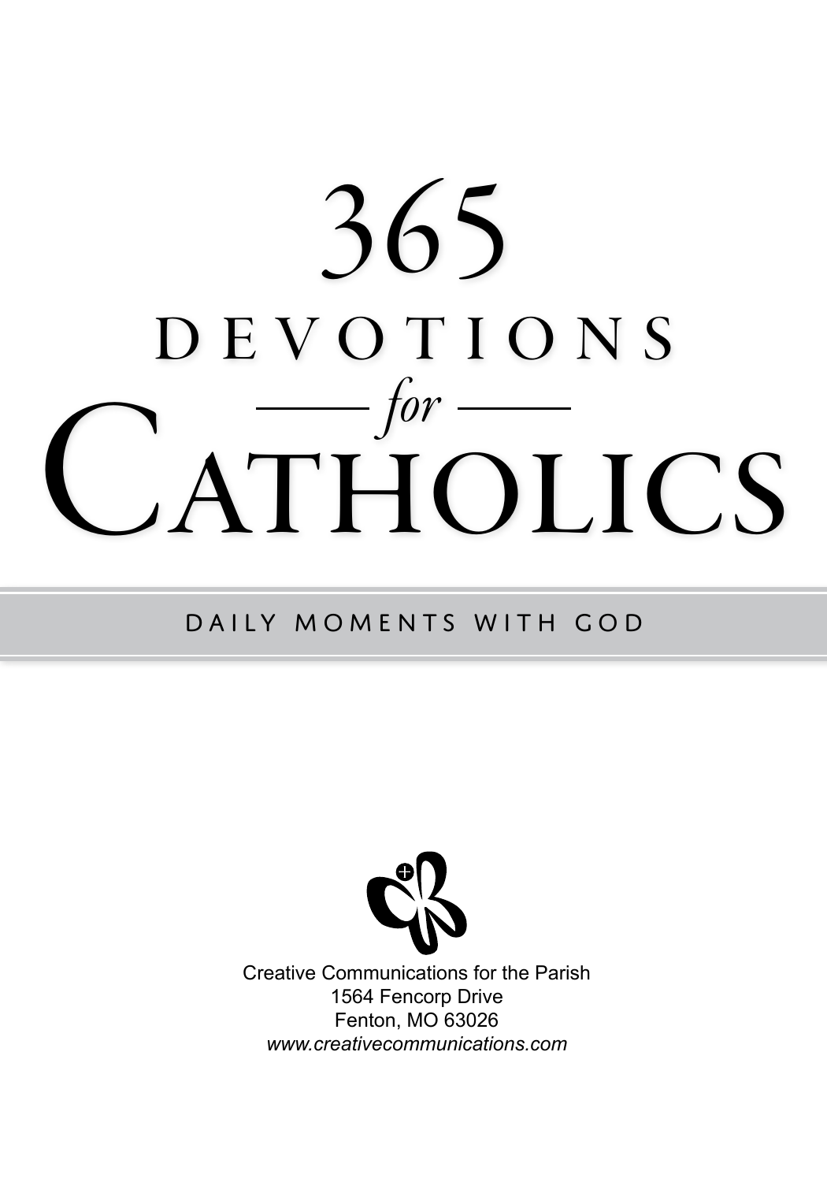# 365 DEVOTIONS *for* CATHOLICS

DAILY MOMENTS WITH GOD

Creative Communications for the Parish
1564 Fencorp Drive
Fenton, MO 63026
*www.creativecommunications.com*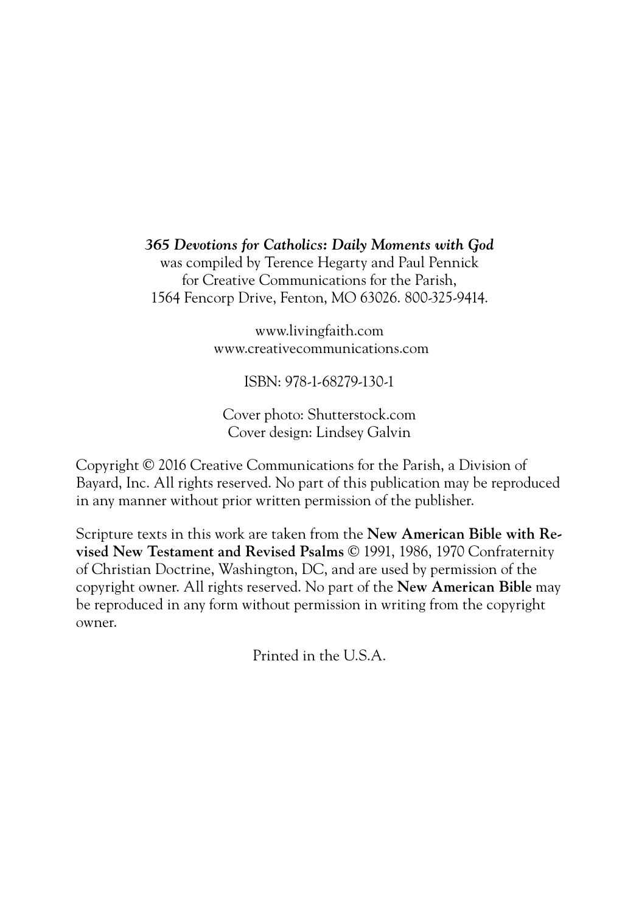***365 Devotions for Catholics: Daily Moments with God***
was compiled by Terence Hegarty and Paul Pennick
for Creative Communications for the Parish,
1564 Fencorp Drive, Fenton, MO 63026. 800-325-9414.

www.livingfaith.com
www.creativecommunications.com

ISBN: 978-1-68279-130-1

Cover photo: Shutterstock.com
Cover design: Lindsey Galvin

Copyright © 2016 Creative Communications for the Parish, a Division of Bayard, Inc. All rights reserved. No part of this publication may be reproduced in any manner without prior written permission of the publisher.

Scripture texts in this work are taken from the **New American Bible with Revised New Testament and Revised Psalms** © 1991, 1986, 1970 Confraternity of Christian Doctrine, Washington, DC, and are used by permission of the copyright owner. All rights reserved. No part of the **New American Bible** may be reproduced in any form without permission in writing from the copyright owner.

Printed in the U.S.A.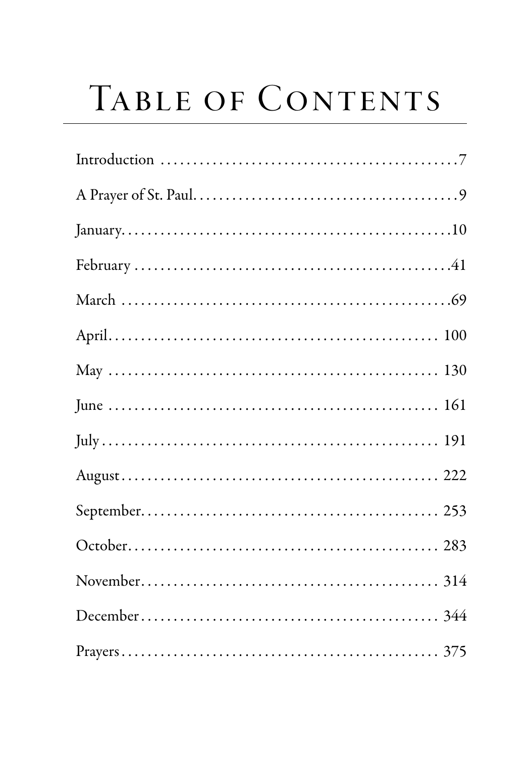# Table of Contents

Introduction ....................................................7

A Prayer of St. Paul..........................................9

January..........................................................10

February ........................................................41

March ............................................................69

April............................................................. 100

May .............................................................. 130

June .............................................................. 161

July............................................................... 191

August........................................................... 222

September..................................................... 253

October......................................................... 283

November...................................................... 314

December...................................................... 344

Prayers.......................................................... 375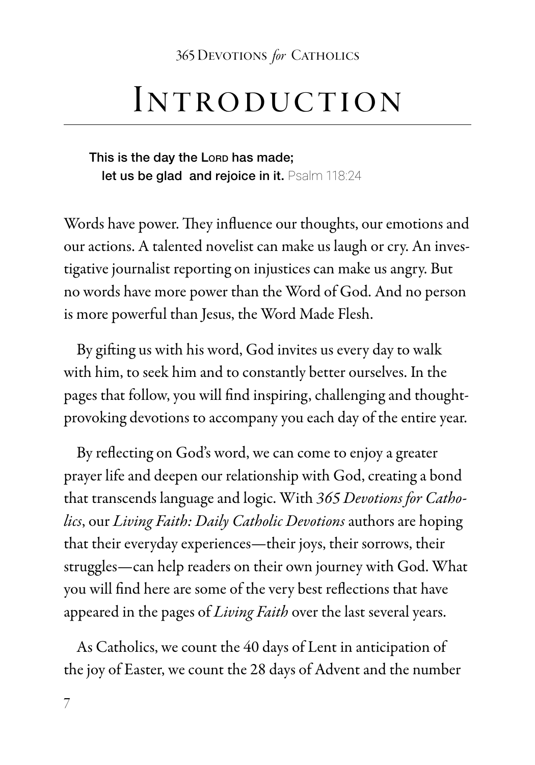# Introduction

> **This is the day the Lord has made;**
> **let us be glad and rejoice in it.** Psalm 118:24

Words have power. They influence our thoughts, our emotions and our actions. A talented novelist can make us laugh or cry. An investigative journalist reporting on injustices can make us angry. But no words have more power than the Word of God. And no person is more powerful than Jesus, the Word Made Flesh.

By gifting us with his word, God invites us every day to walk with him, to seek him and to constantly better ourselves. In the pages that follow, you will find inspiring, challenging and thought-provoking devotions to accompany you each day of the entire year.

By reflecting on God's word, we can come to enjoy a greater prayer life and deepen our relationship with God, creating a bond that transcends language and logic. With *365 Devotions for Catholics*, our *Living Faith: Daily Catholic Devotions* authors are hoping that their everyday experiences—their joys, their sorrows, their struggles—can help readers on their own journey with God. What you will find here are some of the very best reflections that have appeared in the pages of *Living Faith* over the last several years.

As Catholics, we count the 40 days of Lent in anticipation of the joy of Easter, we count the 28 days of Advent and the number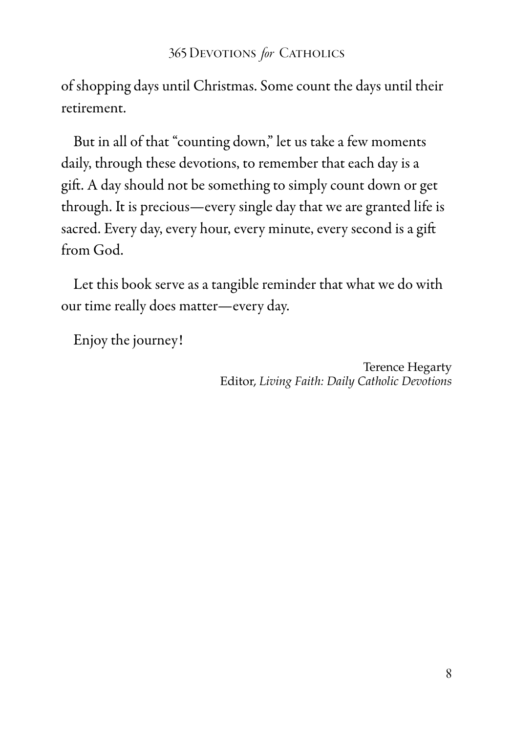of shopping days until Christmas. Some count the days until their retirement.

But in all of that "counting down," let us take a few moments daily, through these devotions, to remember that each day is a gift. A day should not be something to simply count down or get through. It is precious—every single day that we are granted life is sacred. Every day, every hour, every minute, every second is a gift from God.

Let this book serve as a tangible reminder that what we do with our time really does matter—every day.

Enjoy the journey!

Terence Hegarty
Editor, *Living Faith: Daily Catholic Devotions*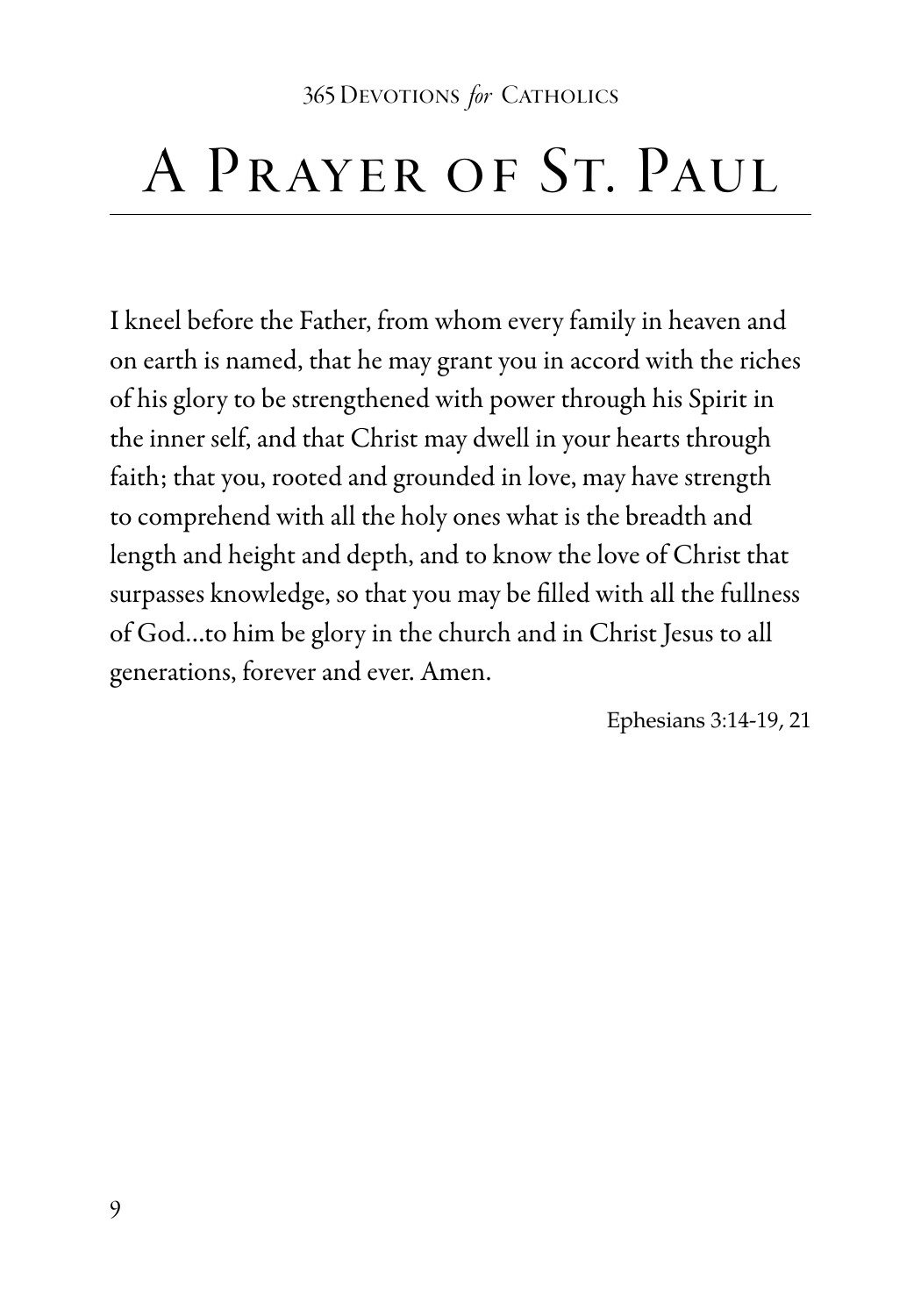# A Prayer of St. Paul

I kneel before the Father, from whom every family in heaven and on earth is named, that he may grant you in accord with the riches of his glory to be strengthened with power through his Spirit in the inner self, and that Christ may dwell in your hearts through faith; that you, rooted and grounded in love, may have strength to comprehend with all the holy ones what is the breadth and length and height and depth, and to know the love of Christ that surpasses knowledge, so that you may be filled with all the fullness of God…to him be glory in the church and in Christ Jesus to all generations, forever and ever. Amen.

Ephesians 3:14-19, 21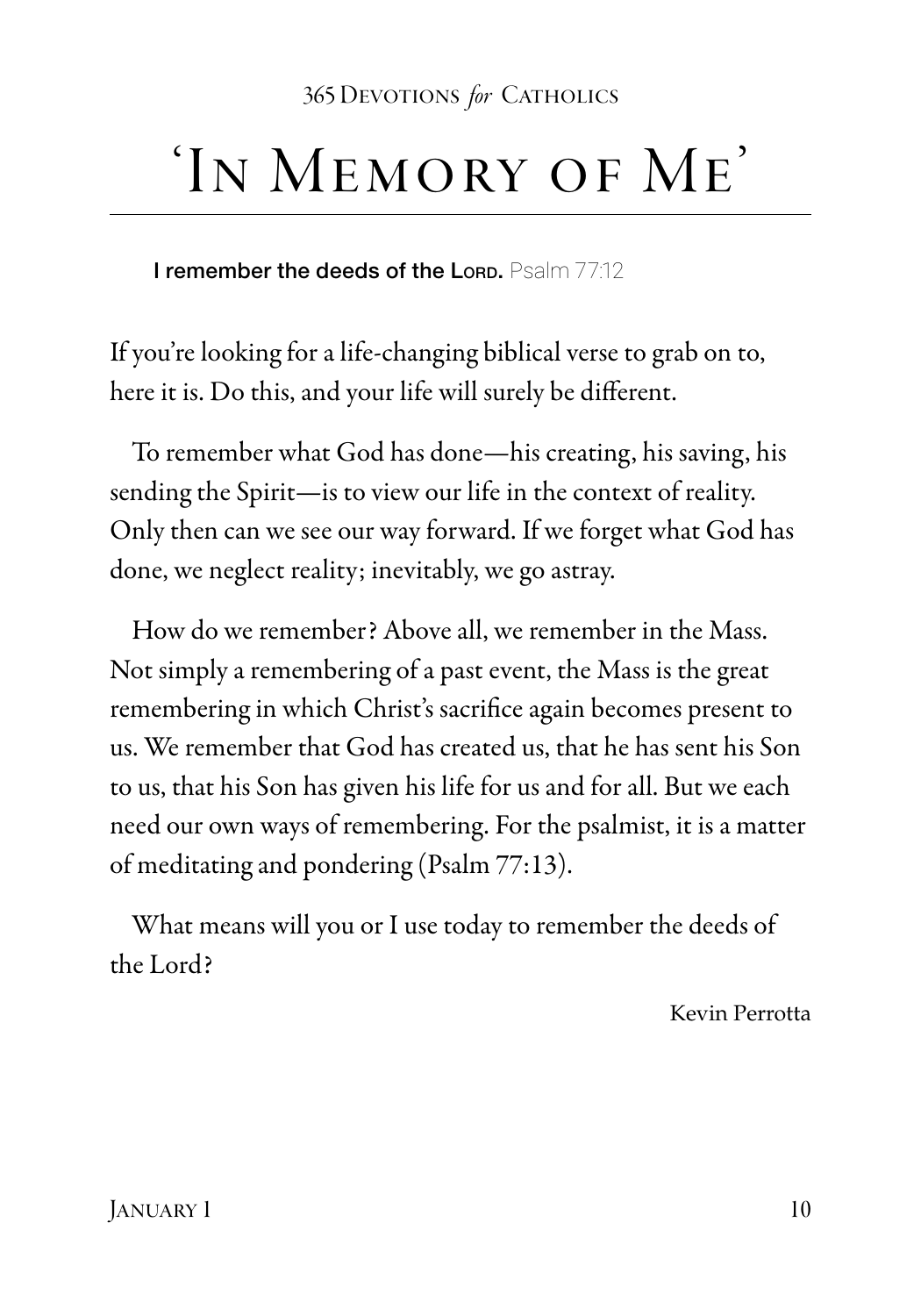# 'In Memory of Me'

**I remember the deeds of the Lord.** Psalm 77:12

If you're looking for a life-changing biblical verse to grab on to, here it is. Do this, and your life will surely be different.

To remember what God has done—his creating, his saving, his sending the Spirit—is to view our life in the context of reality. Only then can we see our way forward. If we forget what God has done, we neglect reality; inevitably, we go astray.

How do we remember? Above all, we remember in the Mass. Not simply a remembering of a past event, the Mass is the great remembering in which Christ's sacrifice again becomes present to us. We remember that God has created us, that he has sent his Son to us, that his Son has given his life for us and for all. But we each need our own ways of remembering. For the psalmist, it is a matter of meditating and pondering (Psalm 77:13).

What means will you or I use today to remember the deeds of the Lord?

Kevin Perrotta

January 1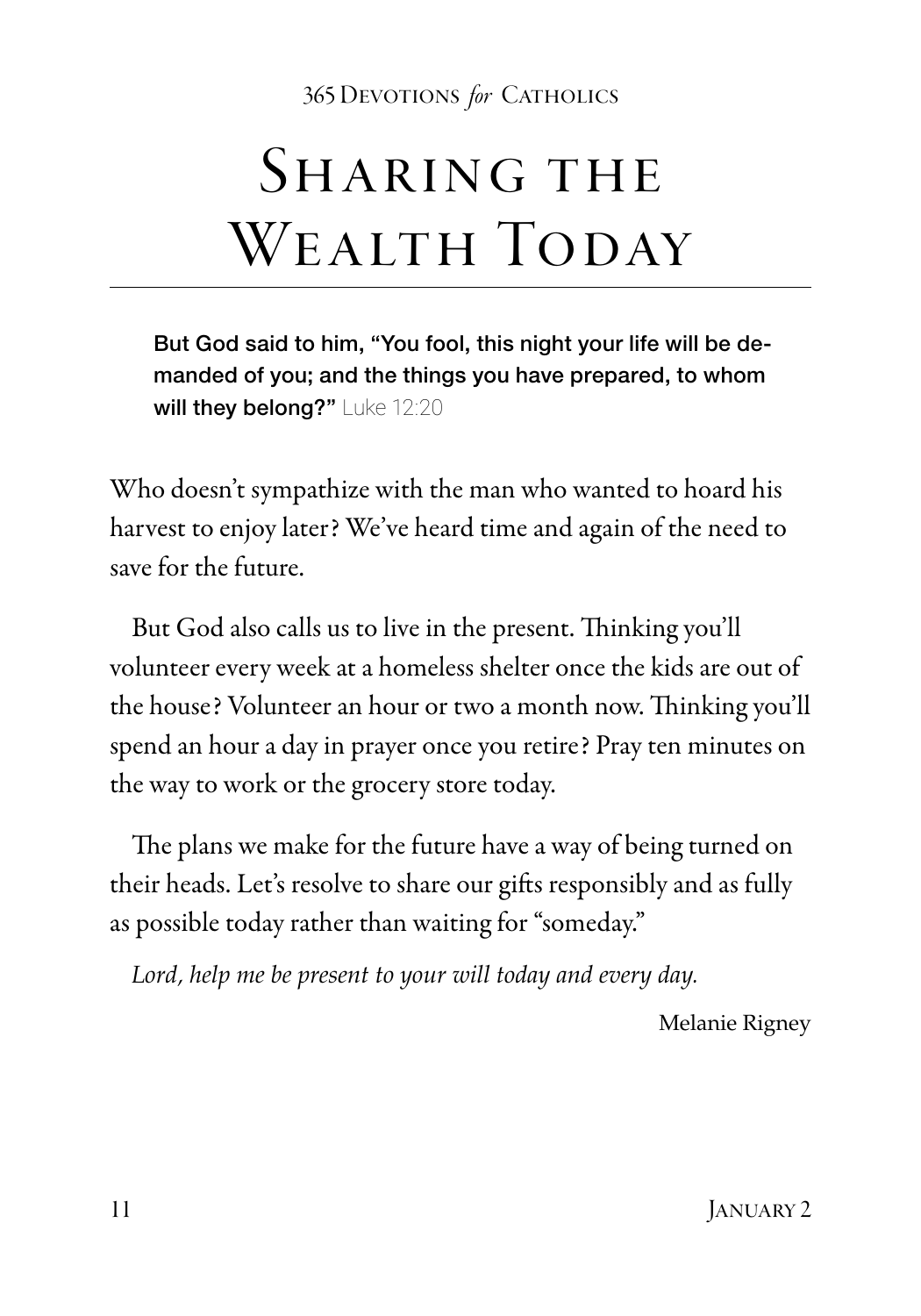# Sharing the Wealth Today

**But God said to him, "You fool, this night your life will be demanded of you; and the things you have prepared, to whom will they belong?"** Luke 12:20

Who doesn't sympathize with the man who wanted to hoard his harvest to enjoy later? We've heard time and again of the need to save for the future.

But God also calls us to live in the present. Thinking you'll volunteer every week at a homeless shelter once the kids are out of the house? Volunteer an hour or two a month now. Thinking you'll spend an hour a day in prayer once you retire? Pray ten minutes on the way to work or the grocery store today.

The plans we make for the future have a way of being turned on their heads. Let's resolve to share our gifts responsibly and as fully as possible today rather than waiting for "someday."

*Lord, help me be present to your will today and every day.*

Melanie Rigney

January 2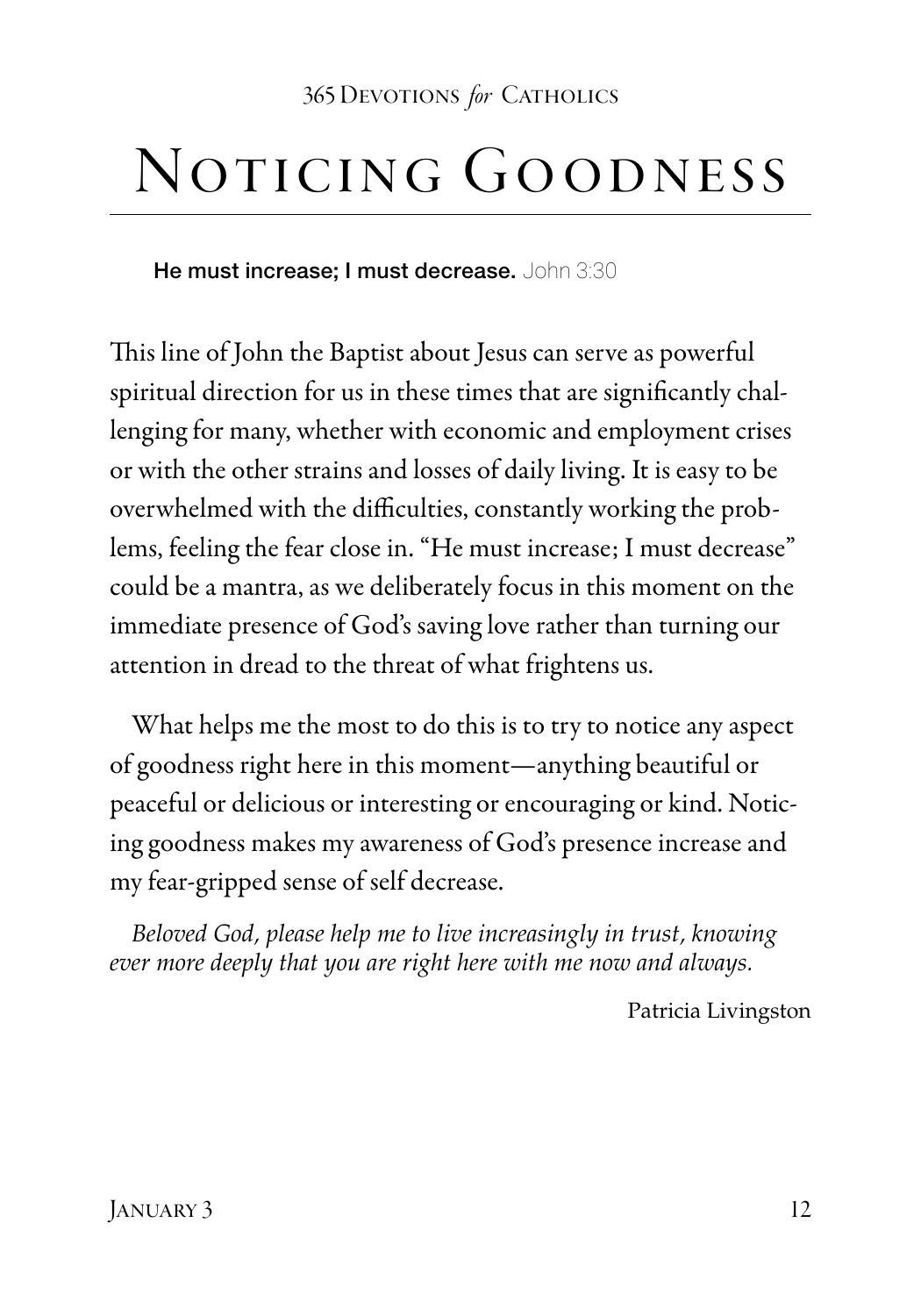# Noticing Goodness

**He must increase; I must decrease.** John 3:30

This line of John the Baptist about Jesus can serve as powerful spiritual direction for us in these times that are significantly challenging for many, whether with economic and employment crises or with the other strains and losses of daily living. It is easy to be overwhelmed with the difficulties, constantly working the problems, feeling the fear close in. "He must increase; I must decrease" could be a mantra, as we deliberately focus in this moment on the immediate presence of God's saving love rather than turning our attention in dread to the threat of what frightens us.

What helps me the most to do this is to try to notice any aspect of goodness right here in this moment—anything beautiful or peaceful or delicious or interesting or encouraging or kind. Noticing goodness makes my awareness of God's presence increase and my fear-gripped sense of self decrease.

*Beloved God, please help me to live increasingly in trust, knowing ever more deeply that you are right here with me now and always.*

Patricia Livingston

January 3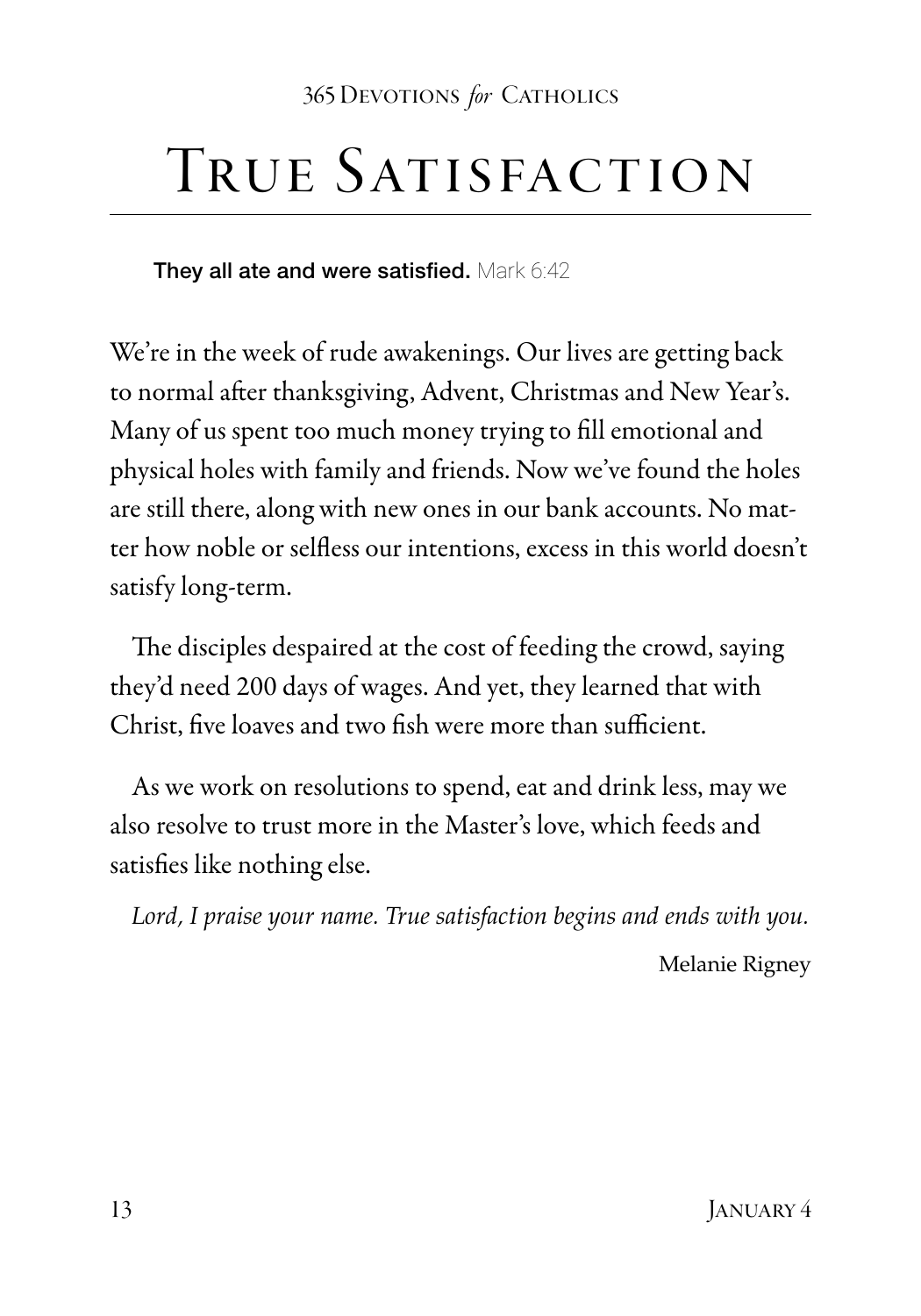# True Satisfaction

**They all ate and were satisfied.** Mark 6:42

We're in the week of rude awakenings. Our lives are getting back to normal after thanksgiving, Advent, Christmas and New Year's. Many of us spent too much money trying to fill emotional and physical holes with family and friends. Now we've found the holes are still there, along with new ones in our bank accounts. No matter how noble or selfless our intentions, excess in this world doesn't satisfy long-term.

The disciples despaired at the cost of feeding the crowd, saying they'd need 200 days of wages. And yet, they learned that with Christ, five loaves and two fish were more than sufficient.

As we work on resolutions to spend, eat and drink less, may we also resolve to trust more in the Master's love, which feeds and satisfies like nothing else.

*Lord, I praise your name. True satisfaction begins and ends with you.*

Melanie Rigney

January 4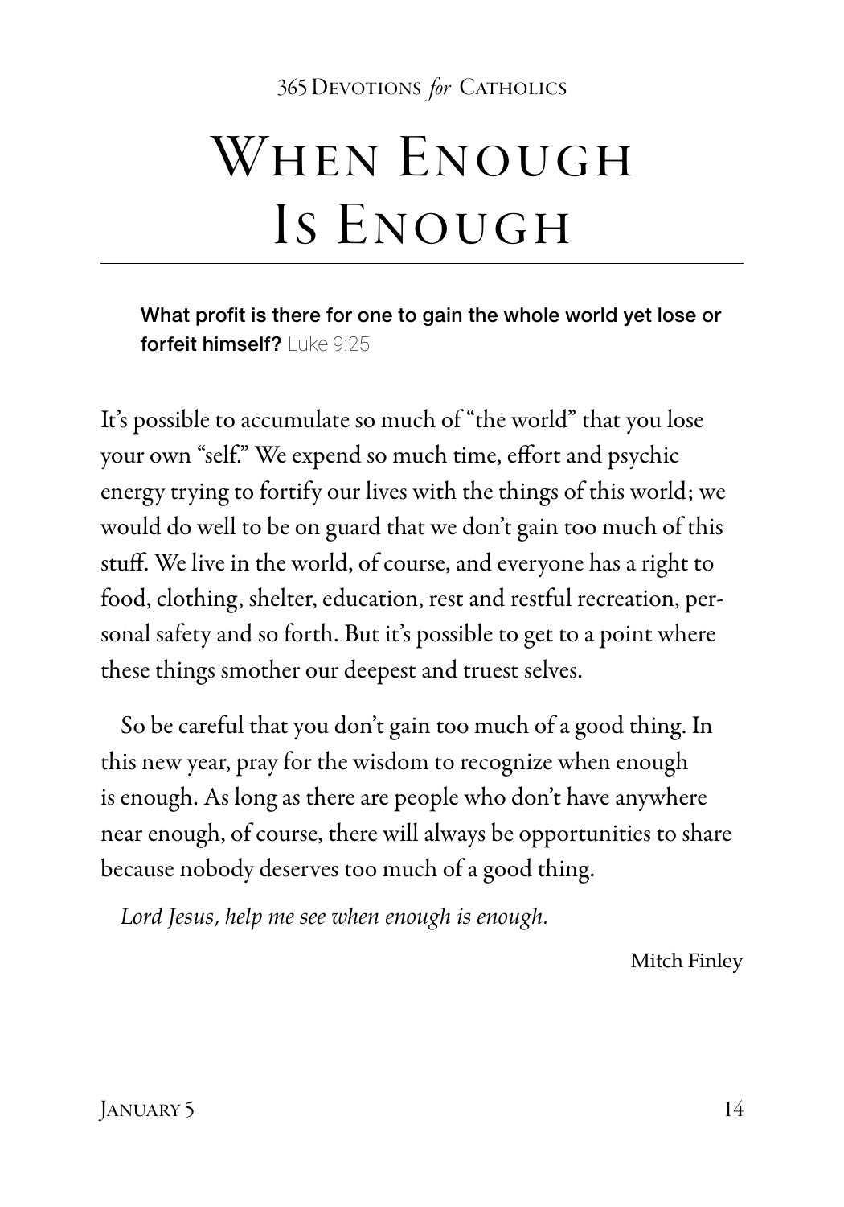# When Enough Is Enough

**What profit is there for one to gain the whole world yet lose or forfeit himself?** Luke 9:25

It's possible to accumulate so much of "the world" that you lose your own "self." We expend so much time, effort and psychic energy trying to fortify our lives with the things of this world; we would do well to be on guard that we don't gain too much of this stuff. We live in the world, of course, and everyone has a right to food, clothing, shelter, education, rest and restful recreation, personal safety and so forth. But it's possible to get to a point where these things smother our deepest and truest selves.

So be careful that you don't gain too much of a good thing. In this new year, pray for the wisdom to recognize when enough is enough. As long as there are people who don't have anywhere near enough, of course, there will always be opportunities to share because nobody deserves too much of a good thing.

*Lord Jesus, help me see when enough is enough.*

Mitch Finley

January 5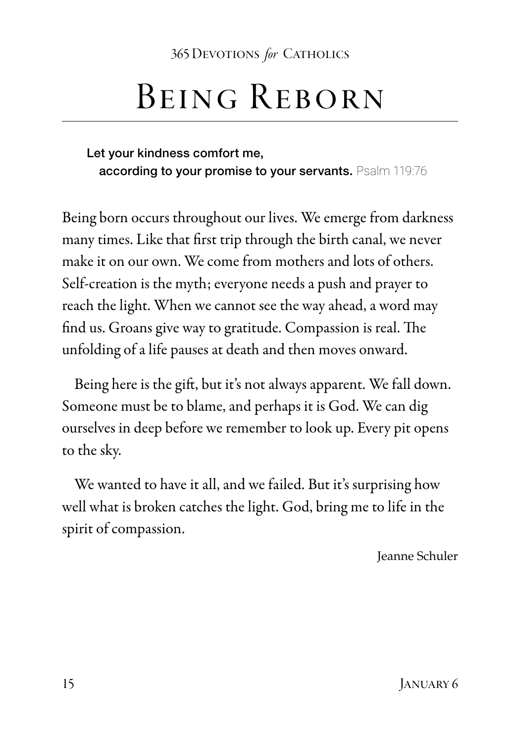# Being Reborn

> **Let your kindness comfort me,**
> **according to your promise to your servants.** Psalm 119:76

Being born occurs throughout our lives. We emerge from darkness many times. Like that first trip through the birth canal, we never make it on our own. We come from mothers and lots of others. Self-creation is the myth; everyone needs a push and prayer to reach the light. When we cannot see the way ahead, a word may find us. Groans give way to gratitude. Compassion is real. The unfolding of a life pauses at death and then moves onward.

Being here is the gift, but it's not always apparent. We fall down. Someone must be to blame, and perhaps it is God. We can dig ourselves in deep before we remember to look up. Every pit opens to the sky.

We wanted to have it all, and we failed. But it's surprising how well what is broken catches the light. God, bring me to life in the spirit of compassion.

Jeanne Schuler

January 6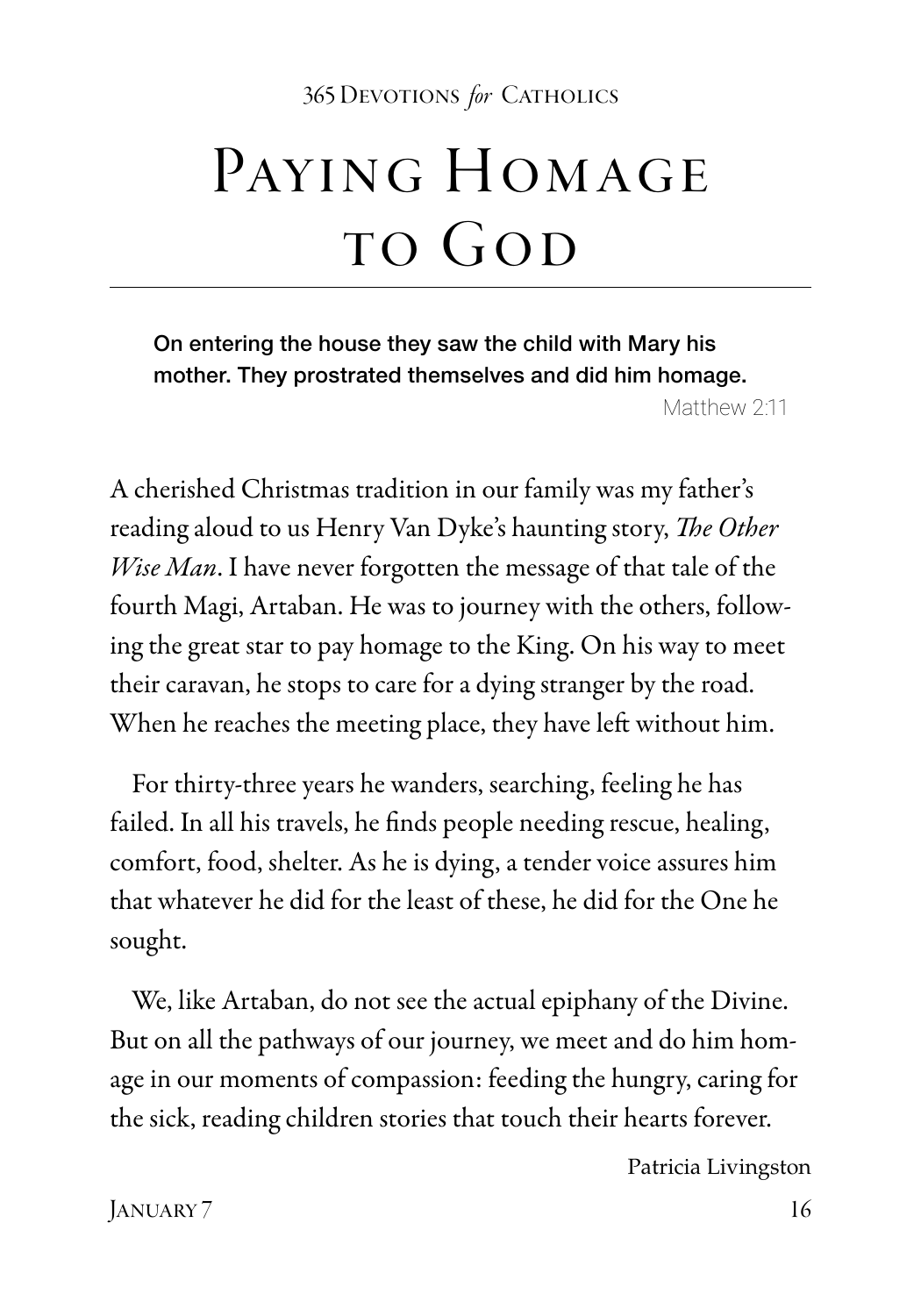# Paying Homage to God

**On entering the house they saw the child with Mary his mother. They prostrated themselves and did him homage.**

Matthew 2:11

A cherished Christmas tradition in our family was my father's reading aloud to us Henry Van Dyke's haunting story, *The Other Wise Man*. I have never forgotten the message of that tale of the fourth Magi, Artaban. He was to journey with the others, following the great star to pay homage to the King. On his way to meet their caravan, he stops to care for a dying stranger by the road. When he reaches the meeting place, they have left without him.

For thirty-three years he wanders, searching, feeling he has failed. In all his travels, he finds people needing rescue, healing, comfort, food, shelter. As he is dying, a tender voice assures him that whatever he did for the least of these, he did for the One he sought.

We, like Artaban, do not see the actual epiphany of the Divine. But on all the pathways of our journey, we meet and do him homage in our moments of compassion: feeding the hungry, caring for the sick, reading children stories that touch their hearts forever.

Patricia Livingston

January 7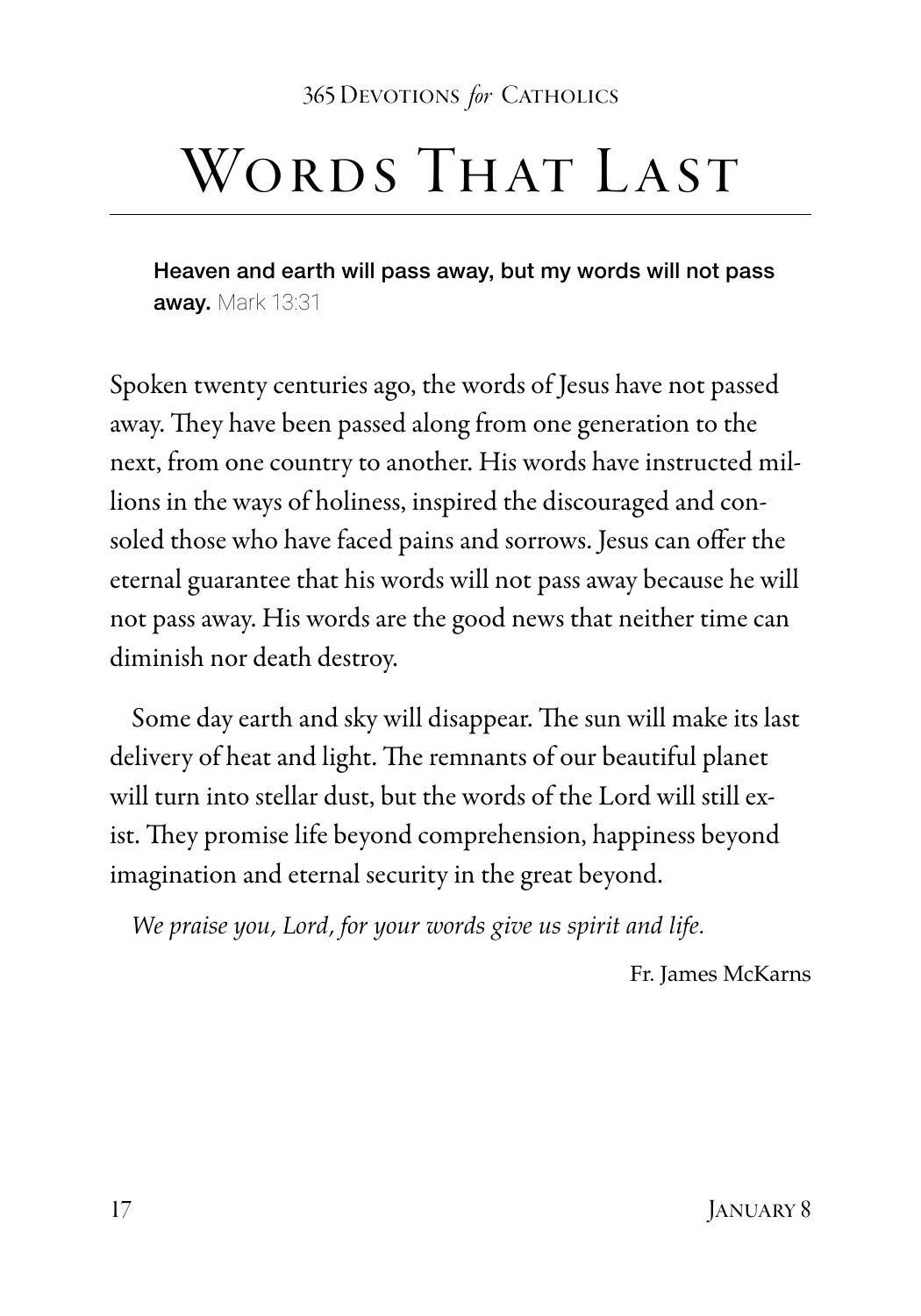# Words That Last

**Heaven and earth will pass away, but my words will not pass away.** Mark 13:31

Spoken twenty centuries ago, the words of Jesus have not passed away. They have been passed along from one generation to the next, from one country to another. His words have instructed millions in the ways of holiness, inspired the discouraged and consoled those who have faced pains and sorrows. Jesus can offer the eternal guarantee that his words will not pass away because he will not pass away. His words are the good news that neither time can diminish nor death destroy.

Some day earth and sky will disappear. The sun will make its last delivery of heat and light. The remnants of our beautiful planet will turn into stellar dust, but the words of the Lord will still exist. They promise life beyond comprehension, happiness beyond imagination and eternal security in the great beyond.

*We praise you, Lord, for your words give us spirit and life.*

Fr. James McKarns

January 8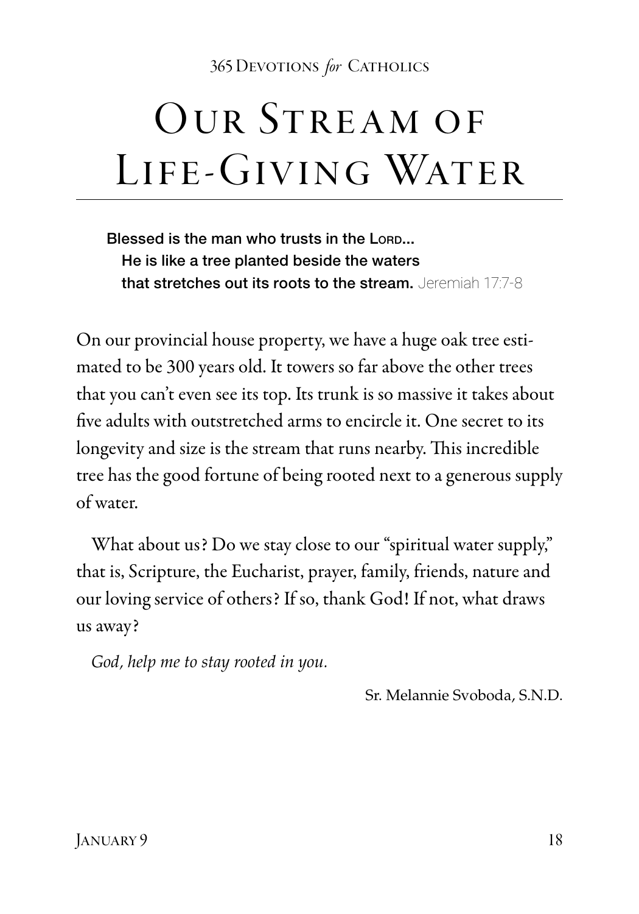# Our Stream of Life-Giving Water

> **Blessed is the man who trusts in the LORD...**
> **He is like a tree planted beside the waters**
> **that stretches out its roots to the stream.** Jeremiah 17:7-8

On our provincial house property, we have a huge oak tree estimated to be 300 years old. It towers so far above the other trees that you can't even see its top. Its trunk is so massive it takes about five adults with outstretched arms to encircle it. One secret to its longevity and size is the stream that runs nearby. This incredible tree has the good fortune of being rooted next to a generous supply of water.

What about us? Do we stay close to our "spiritual water supply," that is, Scripture, the Eucharist, prayer, family, friends, nature and our loving service of others? If so, thank God! If not, what draws us away?

*God, help me to stay rooted in you.*

Sr. Melannie Svoboda, S.N.D.

January 9